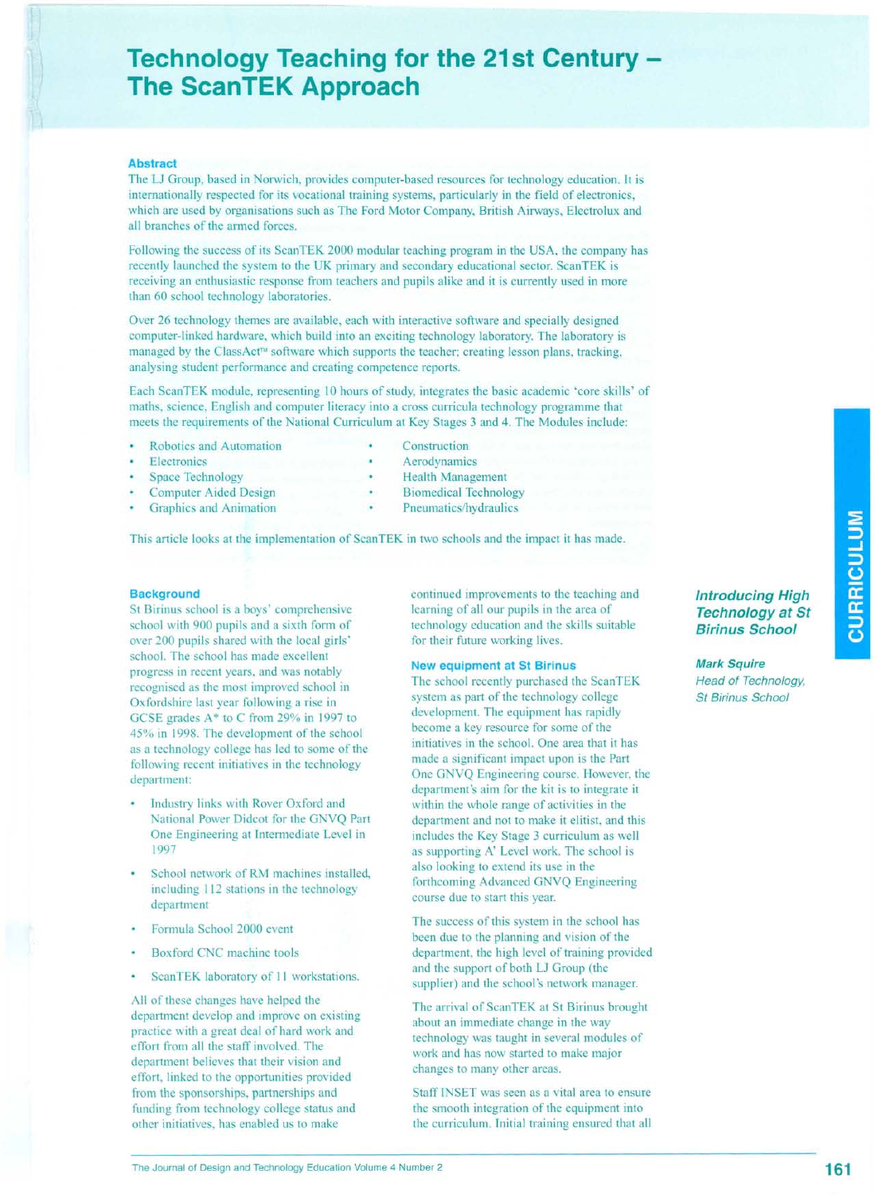# Technology Teaching for the 21st Century – The ScanTEK Approach

### Abstract

The LJ Group, based in Norwich, provides computer-based resources for technology education. It is internationally respected for its vocational training systems, particularly in the field of electronics, which are used by organisations such as The Ford Motor Company, British Airways, Electrolux and all branches of the armed forces.

Following the success of its ScanTEK 2000 modular teaching program in the USA, the company has recently launched the system to the UK primary and secondary educational sector. ScanTEK is receiving an enthusiastic response from teachers and pupils alike and it is currently used in more than 60 school technology laboratories.

Over 26 technology themes are available, each with interactive software and specially designed computer-linked hardware, which build into an exciting technology laboratory. The laboratory is managed by the ClassAct™ software which supports the teacher; creating lesson plans, tracking, analysing student performance and creating competence reports.

Each ScanTEK module, representing 10 hours of study, integrates the basic academic 'core skills' of maths, science, English and computer literacy into a cross curricula technology programme that meets the requirements of the National Curriculum at Key Stages 3 and 4. The Modules include:

- Robotics and Automation
- Electronics
- Space Technology
- Computer Aided Design
- Graphics and Animation
- Construction
- Aerodynamics
- Health Management
- Biomedical Technology
- Pneumatics/hydraulics

This article looks at the implementation of ScanTEK in two schools and the impact it has made.

## *Introducing High Technology at St Birinus School*

*Mark Squire*
*Head of Technology, St Birinus School*

### Background

St Birinus school is a boys' comprehensive school with 900 pupils and a sixth form of over 200 pupils shared with the local girls' school. The school has made excellent progress in recent years, and was notably recognised as the most improved school in Oxfordshire last year following a rise in GCSE grades A* to C from 29% in 1997 to 45% in 1998. The development of the school as a technology college has led to some of the following recent initiatives in the technology department:

- Industry links with Rover Oxford and National Power Didcot for the GNVQ Part One Engineering at Intermediate Level in 1997
- School network of RM machines installed, including 112 stations in the technology department
- Formula School 2000 event
- Boxford CNC machine tools
- ScanTEK laboratory of 11 workstations.

All of these changes have helped the department develop and improve on existing practice with a great deal of hard work and effort from all the staff involved. The department believes that their vision and effort, linked to the opportunities provided from the sponsorships, partnerships and funding from technology college status and other initiatives, has enabled us to make continued improvements to the teaching and learning of all our pupils in the area of technology education and the skills suitable for their future working lives.

### New equipment at St Birinus

The school recently purchased the ScanTEK system as part of the technology college development. The equipment has rapidly become a key resource for some of the initiatives in the school. One area that it has made a significant impact upon is the Part One GNVQ Engineering course. However, the department's aim for the kit is to integrate it within the whole range of activities in the department and not to make it elitist, and this includes the Key Stage 3 curriculum as well as supporting 'A' Level work. The school is also looking to extend its use in the forthcoming Advanced GNVQ Engineering course due to start this year.

The success of this system in the school has been due to the planning and vision of the department, the high level of training provided and the support of both LJ Group (the supplier) and the school's network manager.

The arrival of ScanTEK at St Birinus brought about an immediate change in the way technology was taught in several modules of work and has now started to make major changes to many other areas.

Staff INSET was seen as a vital area to ensure the smooth integration of the equipment into the curriculum. Initial training ensured that all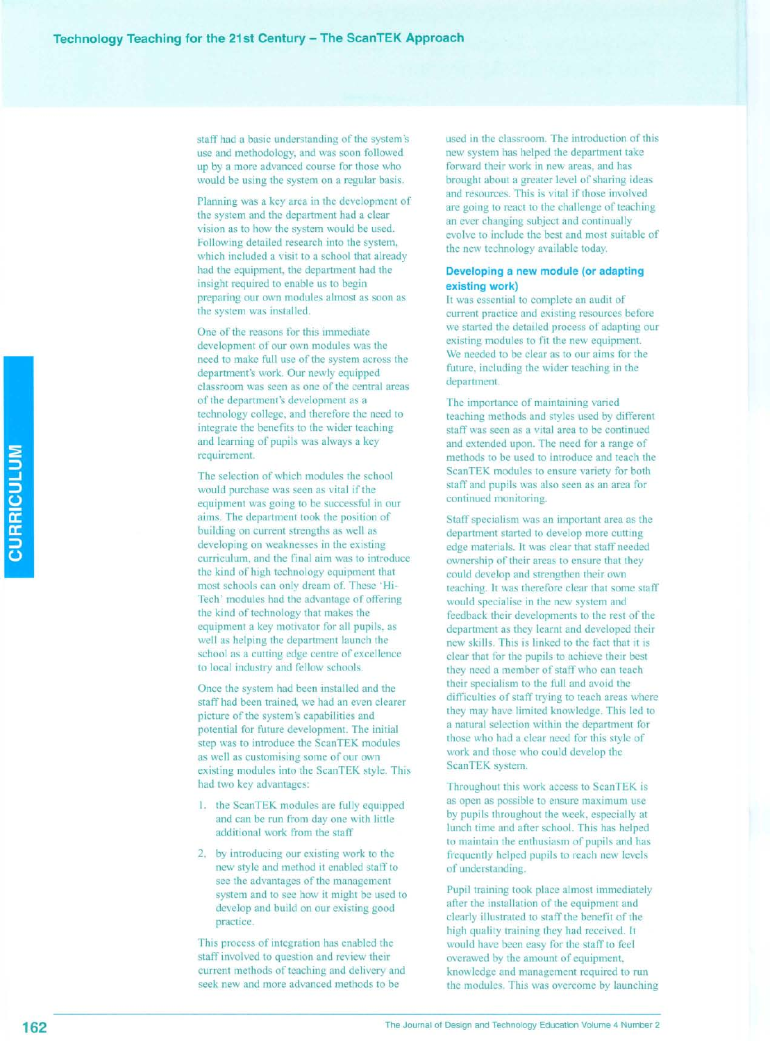staff had a basic understanding of the system's use and methodology, and was soon followed up by a more advanced course for those who would be using the system on a regular basis.

Planning was a key area in the development of the system and the department had a clear vision as to how the system would be used. Following detailed research into the system, which included a visit to a school that already had the equipment, the department had the insight required to enable us to begin preparing our own modules almost as soon as the system was installed.

One of the reasons for this immediate development of our own modules was the need to make full use of the system across the department's work. Our newly equipped classroom was seen as one of the central areas of the department's development as a technology college, and therefore the need to integrate the benefits to the wider teaching and learning of pupils was always a key requirement.

The selection of which modules the school would purchase was seen as vital if the equipment was going to be successful in our aims. The department took the position of building on current strengths as well as developing on weaknesses in the existing curriculum, and the final aim was to introduce the kind of high technology equipment that most schools can only dream of. These 'Hi-Tech' modules had the advantage of offering the kind of technology that makes the equipment a key motivator for all pupils, as well as helping the department launch the school as a cutting edge centre of excellence to local industry and fellow schools.

Once the system had been installed and the staff had been trained, we had an even clearer picture of the system's capabilities and potential for future development. The initial step was to introduce the ScanTEK modules as well as customising some of our own existing modules into the ScanTEK style. This had two key advantages:

1. the ScanTEK modules are fully equipped and can be run from day one with little additional work from the staff
2. by introducing our existing work to the new style and method it enabled staff to see the advantages of the management system and to see how it might be used to develop and build on our existing good practice.

This process of integration has enabled the staff involved to question and review their current methods of teaching and delivery and seek new and more advanced methods to be used in the classroom. The introduction of this new system has helped the department take forward their work in new areas, and has brought about a greater level of sharing ideas and resources. This is vital if those involved are going to react to the challenge of teaching an ever changing subject and continually evolve to include the best and most suitable of the new technology available today.

### Developing a new module (or adapting existing work)

It was essential to complete an audit of current practice and existing resources before we started the detailed process of adapting our existing modules to fit the new equipment. We needed to be clear as to our aims for the future, including the wider teaching in the department.

The importance of maintaining varied teaching methods and styles used by different staff was seen as a vital area to be continued and extended upon. The need for a range of methods to be used to introduce and teach the ScanTEK modules to ensure variety for both staff and pupils was also seen as an area for continued monitoring.

Staff specialism was an important area as the department started to develop more cutting edge materials. It was clear that staff needed ownership of their areas to ensure that they could develop and strengthen their own teaching. It was therefore clear that some staff would specialise in the new system and feedback their developments to the rest of the department as they learnt and developed their new skills. This is linked to the fact that it is clear that for the pupils to achieve their best they need a member of staff who can teach their specialism to the full and avoid the difficulties of staff trying to teach areas where they may have limited knowledge. This led to a natural selection within the department for those who had a clear need for this style of work and those who could develop the ScanTEK system.

Throughout this work access to ScanTEK is as open as possible to ensure maximum use by pupils throughout the week, especially at lunch time and after school. This has helped to maintain the enthusiasm of pupils and has frequently helped pupils to reach new levels of understanding.

Pupil training took place almost immediately after the installation of the equipment and clearly illustrated to staff the benefit of the high quality training they had received. It would have been easy for the staff to feel overawed by the amount of equipment, knowledge and management required to run the modules. This was overcome by launching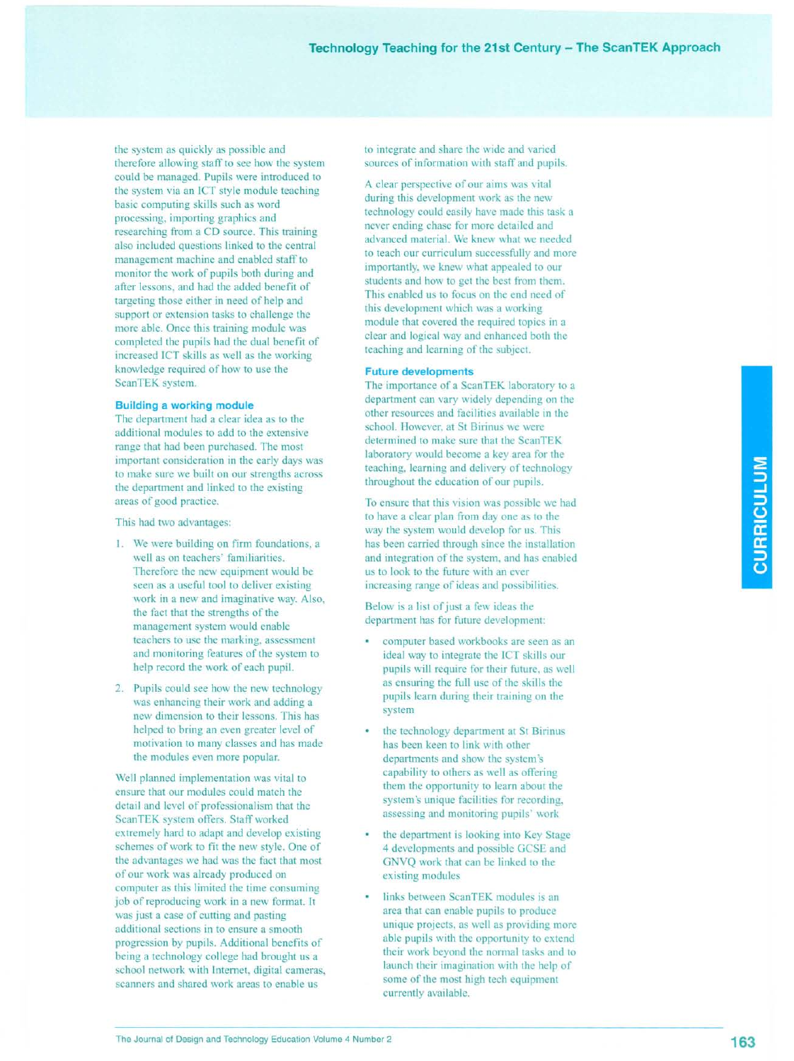the system as quickly as possible and therefore allowing staff to see how the system could be managed. Pupils were introduced to the system via an ICT style module teaching basic computing skills such as word processing, importing graphics and researching from a CD source. This training also included questions linked to the central management machine and enabled staff to monitor the work of pupils both during and after lessons, and had the added benefit of targeting those either in need of help and support or extension tasks to challenge the more able. Once this training module was completed the pupils had the dual benefit of increased ICT skills as well as the working knowledge required of how to use the ScanTEK system.

### Building a working module

The department had a clear idea as to the additional modules to add to the extensive range that had been purchased. The most important consideration in the early days was to make sure we built on our strengths across the department and linked to the existing areas of good practice.

This had two advantages:

1. We were building on firm foundations, a well as on teachers' familiarities. Therefore the new equipment would be seen as a useful tool to deliver existing work in a new and imaginative way. Also, the fact that the strengths of the management system would enable teachers to use the marking, assessment and monitoring features of the system to help record the work of each pupil.

2. Pupils could see how the new technology was enhancing their work and adding a new dimension to their lessons. This has helped to bring an even greater level of motivation to many classes and has made the modules even more popular.

Well planned implementation was vital to ensure that our modules could match the detail and level of professionalism that the ScanTEK system offers. Staff worked extremely hard to adapt and develop existing schemes of work to fit the new style. One of the advantages we had was the fact that most of our work was already produced on computer as this limited the time consuming job of reproducing work in a new format. It was just a case of cutting and pasting additional sections in to ensure a smooth progression by pupils. Additional benefits of being a technology college had brought us a school network with Internet, digital cameras, scanners and shared work areas to enable us to integrate and share the wide and varied sources of information with staff and pupils.

A clear perspective of our aims was vital during this development work as the new technology could easily have made this task a never ending chase for more detailed and advanced material. We knew what we needed to teach our curriculum successfully and more importantly, we knew what appealed to our students and how to get the best from them. This enabled us to focus on the end need of this development which was a working module that covered the required topics in a clear and logical way and enhanced both the teaching and learning of the subject.

### Future developments

The importance of a ScanTEK laboratory to a department can vary widely depending on the other resources and facilities available in the school. However, at St Birinus we were determined to make sure that the ScanTEK laboratory would become a key area for the teaching, learning and delivery of technology throughout the education of our pupils.

To ensure that this vision was possible we had to have a clear plan from day one as to the way the system would develop for us. This has been carried through since the installation and integration of the system, and has enabled us to look to the future with an ever increasing range of ideas and possibilities.

Below is a list of just a few ideas the department has for future development:

- computer based workbooks are seen as an ideal way to integrate the ICT skills our pupils will require for their future, as well as ensuring the full use of the skills the pupils learn during their training on the system
- the technology department at St Birinus has been keen to link with other departments and show the system's capability to others as well as offering them the opportunity to learn about the system's unique facilities for recording, assessing and monitoring pupils' work
- the department is looking into Key Stage 4 developments and possible GCSE and GNVQ work that can be linked to the existing modules
- links between ScanTEK modules is an area that can enable pupils to produce unique projects, as well as providing more able pupils with the opportunity to extend their work beyond the normal tasks and to launch their imagination with the help of some of the most high tech equipment currently available.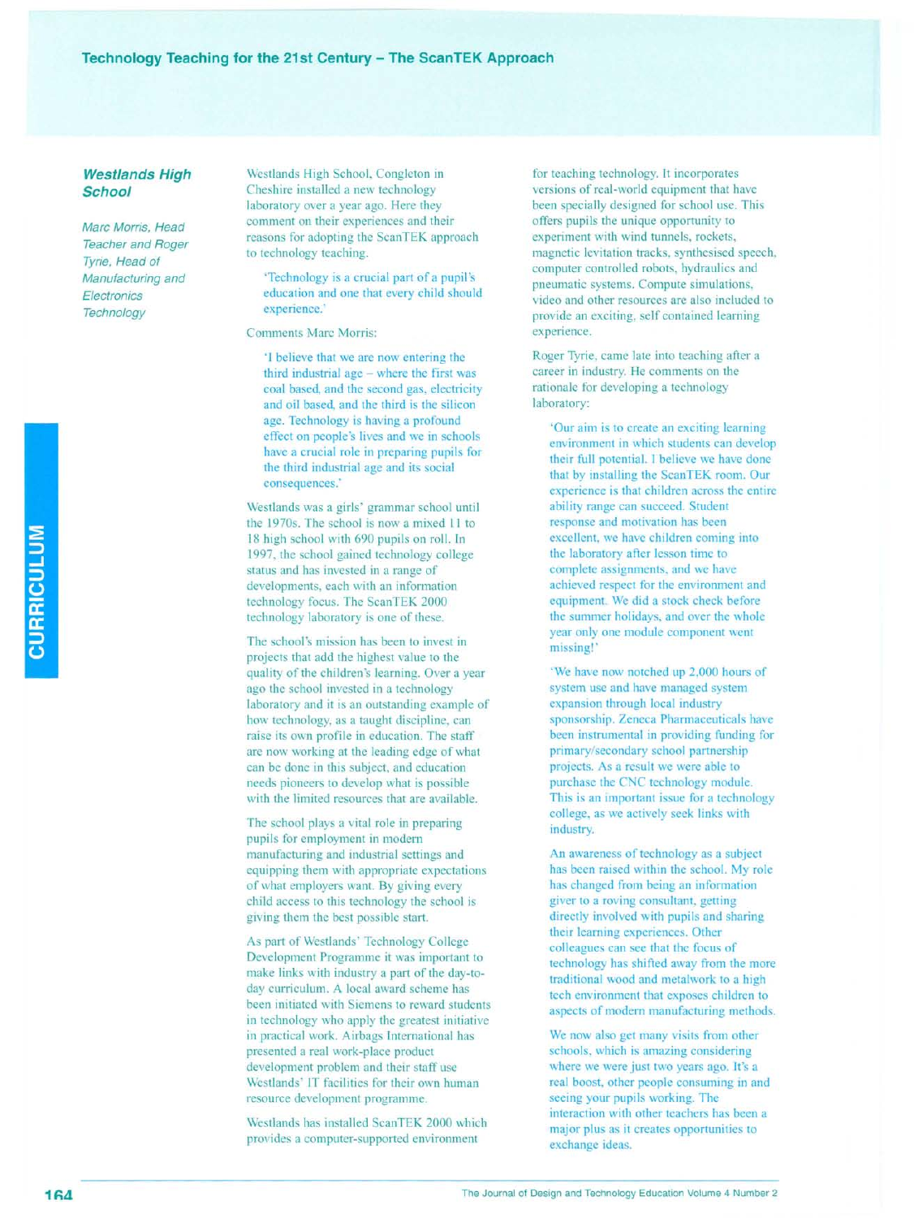# Technology Teaching for the 21st Century – The ScanTEK Approach

## *Westlands High School*

*Marc Morris, Head Teacher and Roger Tyrie, Head of Manufacturing and Electronics Technology*

Westlands High School, Congleton in Cheshire installed a new technology laboratory over a year ago. Here they comment on their experiences and their reasons for adopting the ScanTEK approach to technology teaching.

> 'Technology is a crucial part of a pupil's education and one that every child should experience.'

Comments Marc Morris:

> 'I believe that we are now entering the third industrial age – where the first was coal based, and the second gas, electricity and oil based, and the third is the silicon age. Technology is having a profound effect on people's lives and we in schools have a crucial role in preparing pupils for the third industrial age and its social consequences.'

Westlands was a girls' grammar school until the 1970s. The school is now a mixed 11 to 18 high school with 690 pupils on roll. In 1997, the school gained technology college status and has invested in a range of developments, each with an information technology focus. The ScanTEK 2000 technology laboratory is one of these.

The school's mission has been to invest in projects that add the highest value to the quality of the children's learning. Over a year ago the school invested in a technology laboratory and it is an outstanding example of how technology, as a taught discipline, can raise its own profile in education. The staff are now working at the leading edge of what can be done in this subject, and education needs pioneers to develop what is possible with the limited resources that are available.

The school plays a vital role in preparing pupils for employment in modern manufacturing and industrial settings and equipping them with appropriate expectations of what employers want. By giving every child access to this technology the school is giving them the best possible start.

As part of Westlands' Technology College Development Programme it was important to make links with industry a part of the day-to-day curriculum. A local award scheme has been initiated with Siemens to reward students in technology who apply the greatest initiative in practical work. Airbags International has presented a real work-place product development problem and their staff use Westlands' IT facilities for their own human resource development programme.

Westlands has installed ScanTEK 2000 which provides a computer-supported environment for teaching technology. It incorporates versions of real-world equipment that have been specially designed for school use. This offers pupils the unique opportunity to experiment with wind tunnels, rockets, magnetic levitation tracks, synthesised speech, computer controlled robots, hydraulics and pneumatic systems. Compute simulations, video and other resources are also included to provide an exciting, self contained learning experience.

Roger Tyrie, came late into teaching after a career in industry. He comments on the rationale for developing a technology laboratory:

> 'Our aim is to create an exciting learning environment in which students can develop their full potential. I believe we have done that by installing the ScanTEK room. Our experience is that children across the entire ability range can succeed. Student response and motivation has been excellent, we have children coming into the laboratory after lesson time to complete assignments, and we have achieved respect for the environment and equipment. We did a stock check before the summer holidays, and over the whole year only one module component went missing!'
>
> 'We have now notched up 2,000 hours of system use and have managed system expansion through local industry sponsorship. Zeneca Pharmaceuticals have been instrumental in providing funding for primary/secondary school partnership projects. As a result we were able to purchase the CNC technology module. This is an important issue for a technology college, as we actively seek links with industry.
>
> An awareness of technology as a subject has been raised within the school. My role has changed from being an information giver to a roving consultant, getting directly involved with pupils and sharing their learning experiences. Other colleagues can see that the focus of technology has shifted away from the more traditional wood and metalwork to a high tech environment that exposes children to aspects of modern manufacturing methods.
>
> We now also get many visits from other schools, which is amazing considering where we were just two years ago. It's a real boost, other people consuming in and seeing your pupils working. The interaction with other teachers has been a major plus as it creates opportunities to exchange ideas.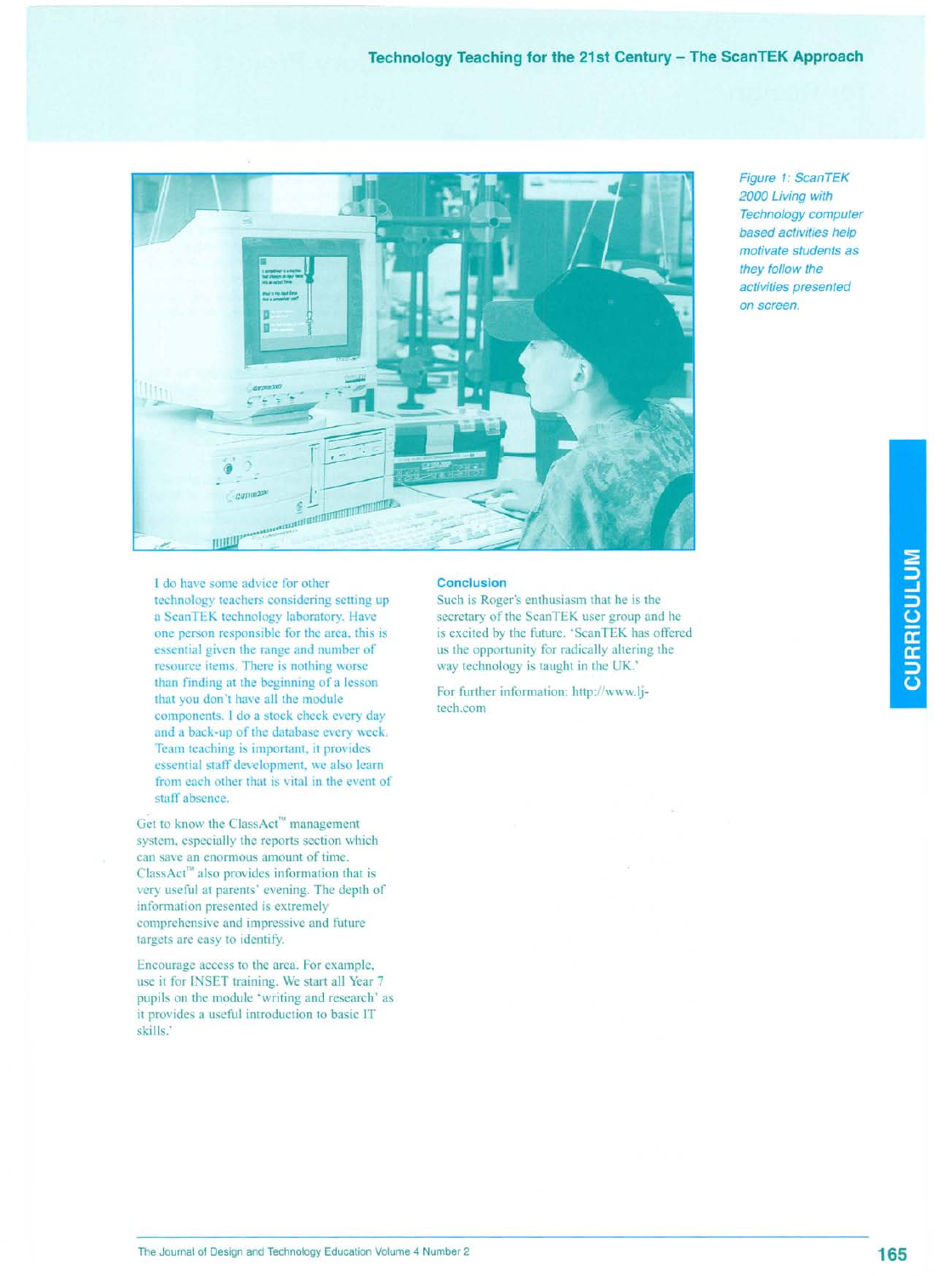*Figure 1: ScanTEK 2000 Living with Technology computer based activities help motivate students as they follow the activities presented on screen.*

I do have some advice for other technology teachers considering setting up a ScanTEK technology laboratory. Have one person responsible for the area, this is essential given the range and number of resource items. There is nothing worse than finding at the beginning of a lesson that you don't have all the module components. I do a stock check every day and a back-up of the database every week. Team teaching is important, it provides essential staff development, we also learn from each other that is vital in the event of staff absence.

Get to know the ClassAct™ management system, especially the reports section which can save an enormous amount of time. ClassAct™ also provides information that is very useful at parents' evening. The depth of information presented is extremely comprehensive and impressive and future targets are easy to identify.

Encourage access to the area. For example, use it for INSET training. We start all Year 7 pupils on the module 'writing and research' as it provides a useful introduction to basic IT skills.'

### Conclusion

Such is Roger's enthusiasm that he is the secretary of the ScanTEK user group and he is excited by the future. 'ScanTEK has offered us the opportunity for radically altering the way technology is taught in the UK.'

For further information: http://www.lj-tech.com